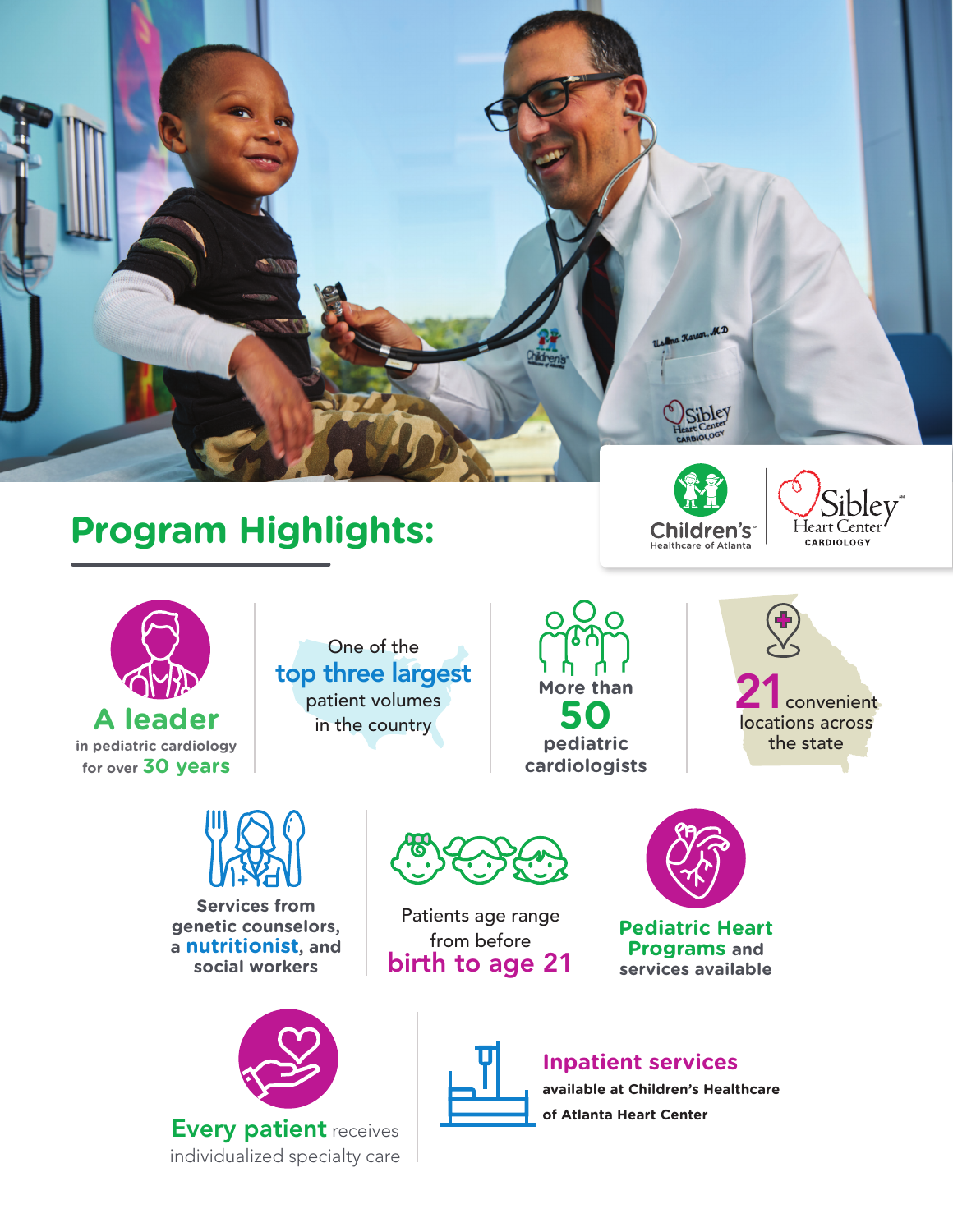Children's Healthcare of Atlanta | Sibley Heart Center Cardiology

# Program Highlights:

**A leader** in pediatric cardiology for over **30 years**

One of the **top three largest** patient volumes in the country

More than **50** pediatric cardiologists

**21** convenient locations across the state

Services from genetic counselors, a **nutritionist**, and social workers

Patients age range from before **birth to age 21**

**Pediatric Heart Programs** and services available

**Every patient** receives individualized specialty care

**Inpatient services** available at Children's Healthcare of Atlanta Heart Center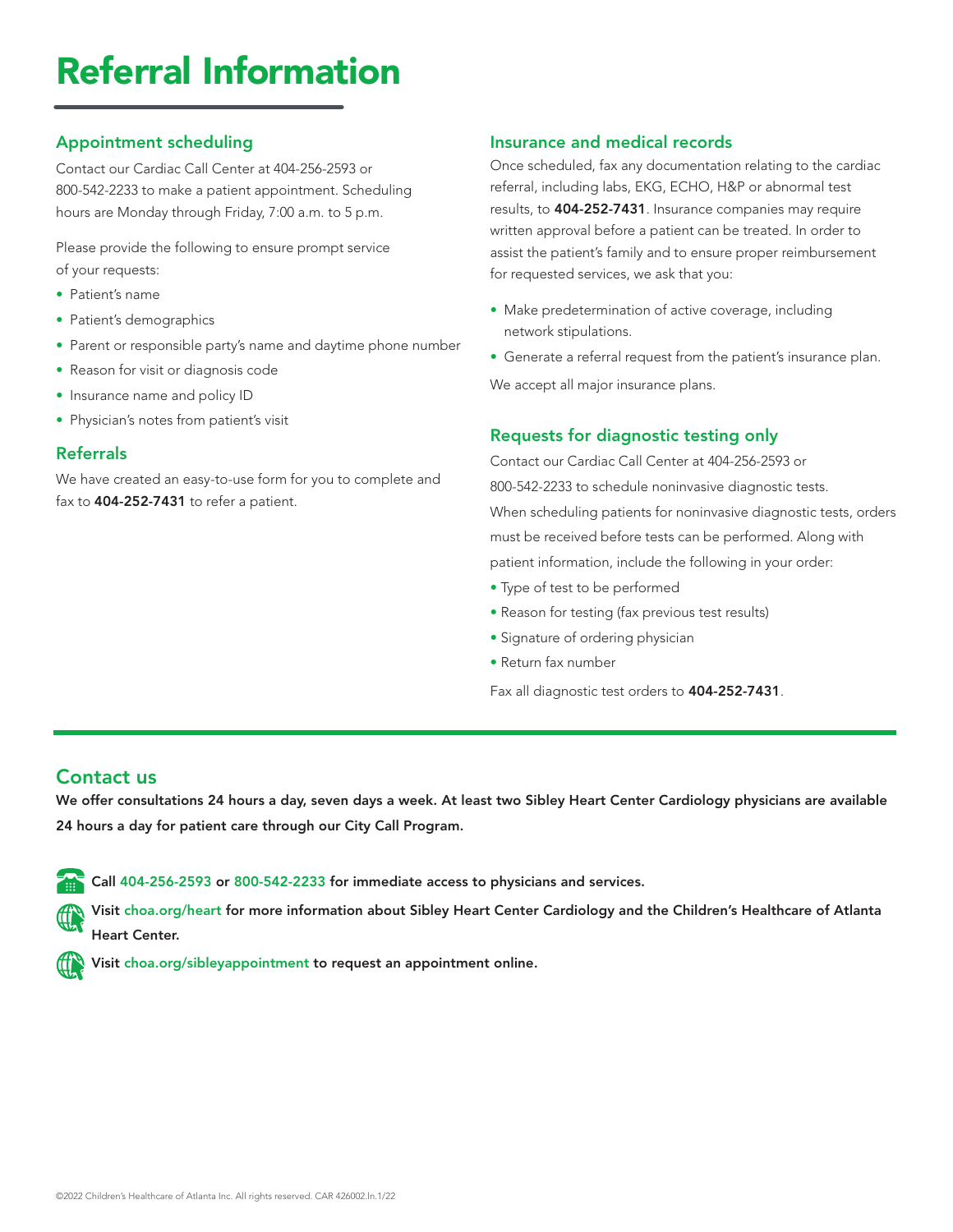# Referral Information

## Appointment scheduling

Contact our Cardiac Call Center at 404-256-2593 or 800-542-2233 to make a patient appointment. Scheduling hours are Monday through Friday, 7:00 a.m. to 5 p.m.

Please provide the following to ensure prompt service of your requests:

- Patient's name
- Patient's demographics
- Parent or responsible party's name and daytime phone number
- Reason for visit or diagnosis code
- Insurance name and policy ID
- Physician's notes from patient's visit

## Referrals

We have created an easy-to-use form for you to complete and fax to **404-252-7431** to refer a patient.

## Insurance and medical records

Once scheduled, fax any documentation relating to the cardiac referral, including labs, EKG, ECHO, H&P or abnormal test results, to **404-252-7431**. Insurance companies may require written approval before a patient can be treated. In order to assist the patient's family and to ensure proper reimbursement for requested services, we ask that you:

- Make predetermination of active coverage, including network stipulations.
- Generate a referral request from the patient's insurance plan.

We accept all major insurance plans.

## Requests for diagnostic testing only

Contact our Cardiac Call Center at 404-256-2593 or 800-542-2233 to schedule noninvasive diagnostic tests. When scheduling patients for noninvasive diagnostic tests, orders must be received before tests can be performed. Along with patient information, include the following in your order:

- Type of test to be performed
- Reason for testing (fax previous test results)
- Signature of ordering physician
- Return fax number

Fax all diagnostic test orders to **404-252-7431**.

## Contact us

**We offer consultations 24 hours a day, seven days a week. At least two Sibley Heart Center Cardiology physicians are available 24 hours a day for patient care through our City Call Program.**

**Call 404-256-2593 or 800-542-2233 for immediate access to physicians and services.**

**Visit choa.org/heart for more information about Sibley Heart Center Cardiology and the Children's Healthcare of Atlanta Heart Center.**

**Visit choa.org/sibleyappointment to request an appointment online.**

©2022 Children's Healthcare of Atlanta Inc. All rights reserved. CAR 426002.ln.1/22